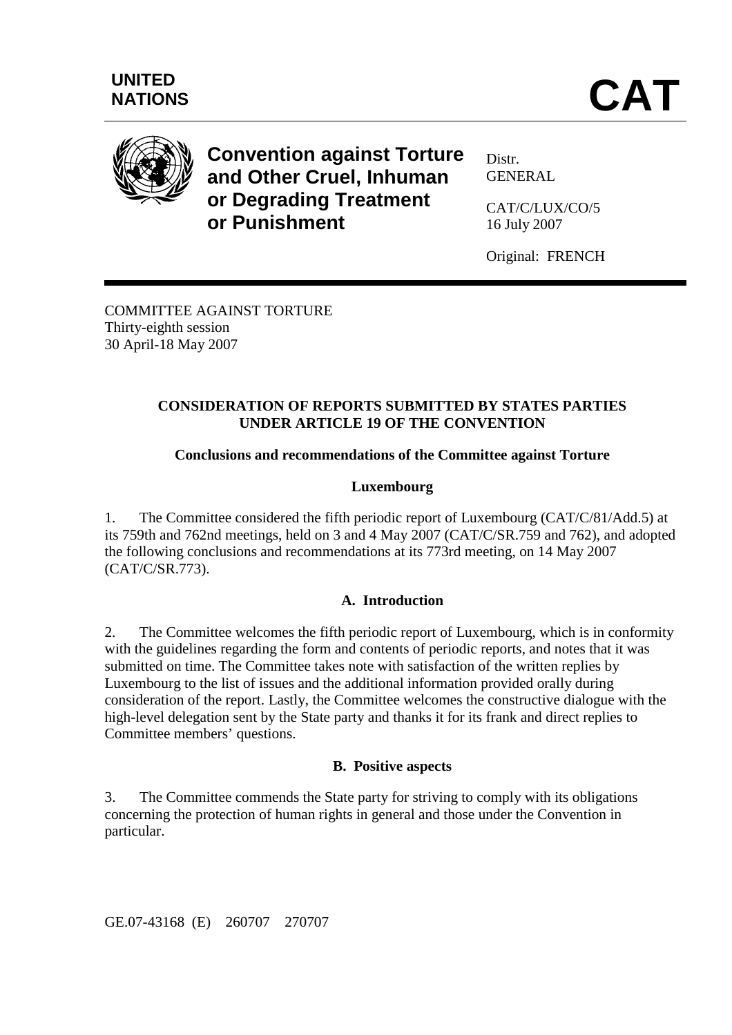**UNITED NATIONS**

# CAT

**Convention against Torture and Other Cruel, Inhuman or Degrading Treatment or Punishment**

Distr.
GENERAL

CAT/C/LUX/CO/5
16 July 2007

Original: FRENCH

COMMITTEE AGAINST TORTURE
Thirty-eighth session
30 April-18 May 2007

## CONSIDERATION OF REPORTS SUBMITTED BY STATES PARTIES UNDER ARTICLE 19 OF THE CONVENTION

### Conclusions and recommendations of the Committee against Torture

### Luxembourg

1. The Committee considered the fifth periodic report of Luxembourg (CAT/C/81/Add.5) at its 759th and 762nd meetings, held on 3 and 4 May 2007 (CAT/C/SR.759 and 762), and adopted the following conclusions and recommendations at its 773rd meeting, on 14 May 2007 (CAT/C/SR.773).

### A. Introduction

2. The Committee welcomes the fifth periodic report of Luxembourg, which is in conformity with the guidelines regarding the form and contents of periodic reports, and notes that it was submitted on time. The Committee takes note with satisfaction of the written replies by Luxembourg to the list of issues and the additional information provided orally during consideration of the report. Lastly, the Committee welcomes the constructive dialogue with the high-level delegation sent by the State party and thanks it for its frank and direct replies to Committee members' questions.

### B. Positive aspects

3. The Committee commends the State party for striving to comply with its obligations concerning the protection of human rights in general and those under the Convention in particular.

GE.07-43168 (E) 260707 270707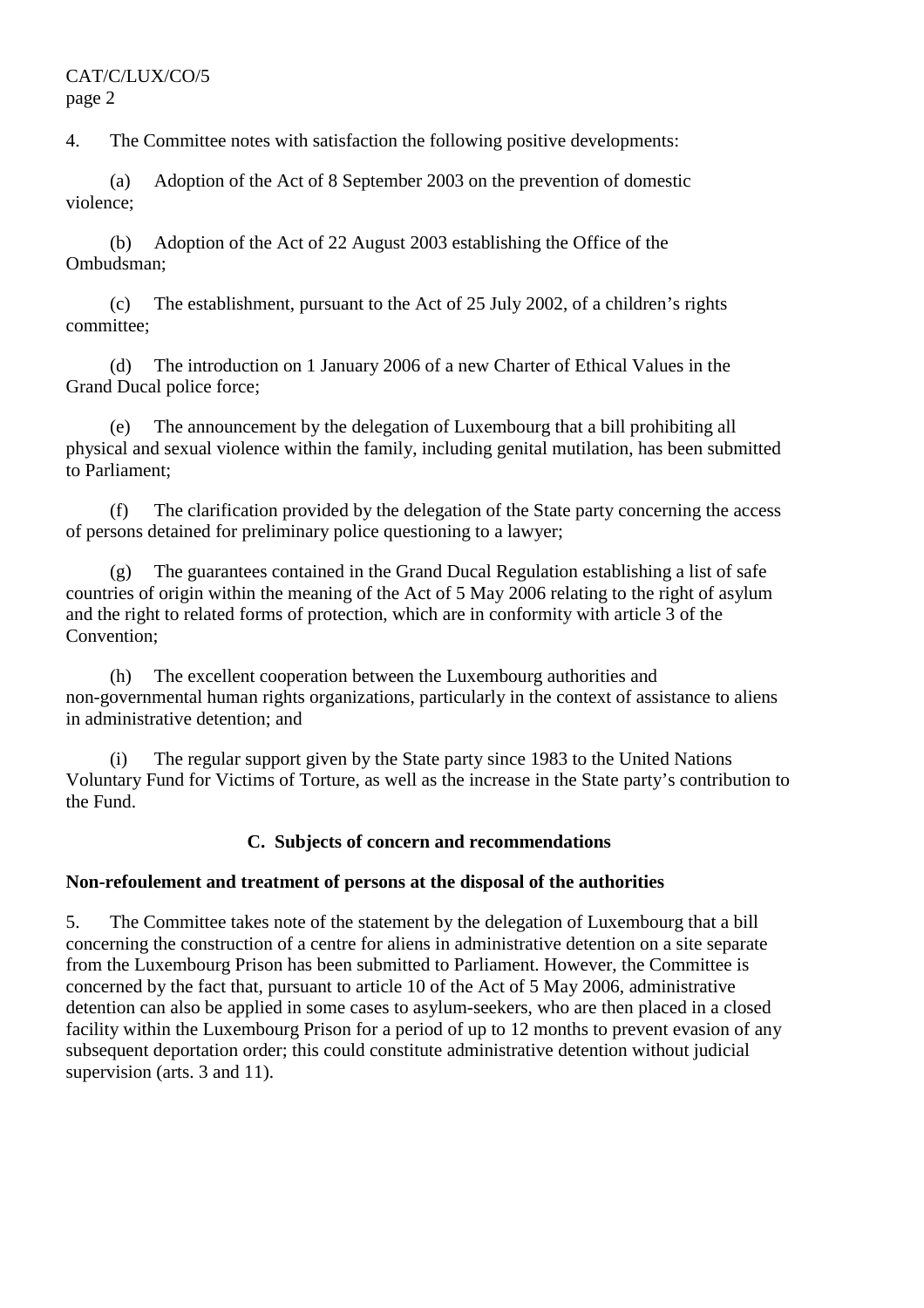4. The Committee notes with satisfaction the following positive developments:

(a) Adoption of the Act of 8 September 2003 on the prevention of domestic violence;

(b) Adoption of the Act of 22 August 2003 establishing the Office of the Ombudsman;

(c) The establishment, pursuant to the Act of 25 July 2002, of a children's rights committee;

(d) The introduction on 1 January 2006 of a new Charter of Ethical Values in the Grand Ducal police force;

(e) The announcement by the delegation of Luxembourg that a bill prohibiting all physical and sexual violence within the family, including genital mutilation, has been submitted to Parliament;

(f) The clarification provided by the delegation of the State party concerning the access of persons detained for preliminary police questioning to a lawyer;

(g) The guarantees contained in the Grand Ducal Regulation establishing a list of safe countries of origin within the meaning of the Act of 5 May 2006 relating to the right of asylum and the right to related forms of protection, which are in conformity with article 3 of the Convention;

(h) The excellent cooperation between the Luxembourg authorities and non-governmental human rights organizations, particularly in the context of assistance to aliens in administrative detention; and

(i) The regular support given by the State party since 1983 to the United Nations Voluntary Fund for Victims of Torture, as well as the increase in the State party's contribution to the Fund.

## C. Subjects of concern and recommendations

### Non-refoulement and treatment of persons at the disposal of the authorities

5. The Committee takes note of the statement by the delegation of Luxembourg that a bill concerning the construction of a centre for aliens in administrative detention on a site separate from the Luxembourg Prison has been submitted to Parliament. However, the Committee is concerned by the fact that, pursuant to article 10 of the Act of 5 May 2006, administrative detention can also be applied in some cases to asylum-seekers, who are then placed in a closed facility within the Luxembourg Prison for a period of up to 12 months to prevent evasion of any subsequent deportation order; this could constitute administrative detention without judicial supervision (arts. 3 and 11).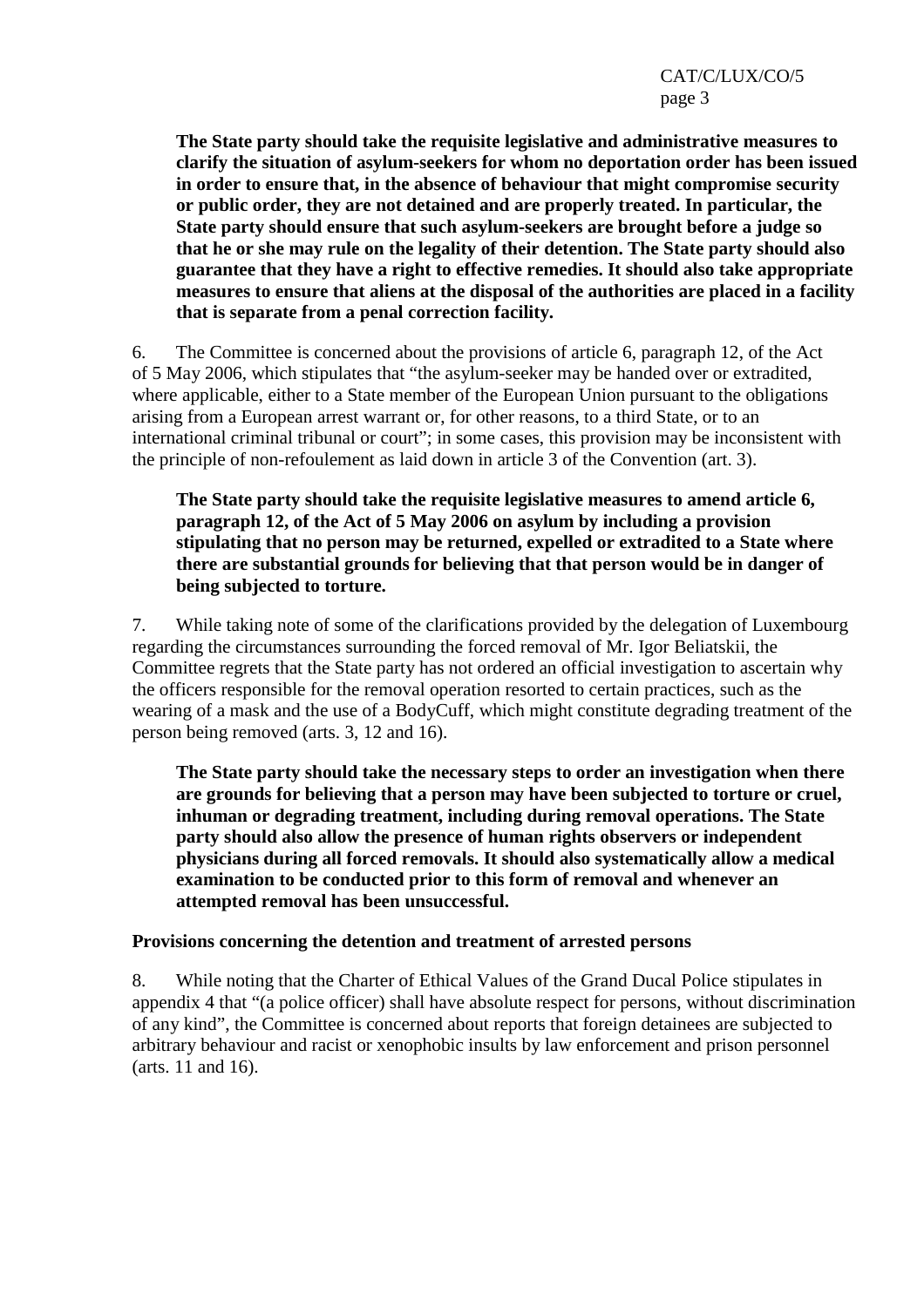**The State party should take the requisite legislative and administrative measures to clarify the situation of asylum-seekers for whom no deportation order has been issued in order to ensure that, in the absence of behaviour that might compromise security or public order, they are not detained and are properly treated. In particular, the State party should ensure that such asylum-seekers are brought before a judge so that he or she may rule on the legality of their detention. The State party should also guarantee that they have a right to effective remedies. It should also take appropriate measures to ensure that aliens at the disposal of the authorities are placed in a facility that is separate from a penal correction facility.**

6. The Committee is concerned about the provisions of article 6, paragraph 12, of the Act of 5 May 2006, which stipulates that "the asylum-seeker may be handed over or extradited, where applicable, either to a State member of the European Union pursuant to the obligations arising from a European arrest warrant or, for other reasons, to a third State, or to an international criminal tribunal or court"; in some cases, this provision may be inconsistent with the principle of non-refoulement as laid down in article 3 of the Convention (art. 3).

**The State party should take the requisite legislative measures to amend article 6, paragraph 12, of the Act of 5 May 2006 on asylum by including a provision stipulating that no person may be returned, expelled or extradited to a State where there are substantial grounds for believing that that person would be in danger of being subjected to torture.**

7. While taking note of some of the clarifications provided by the delegation of Luxembourg regarding the circumstances surrounding the forced removal of Mr. Igor Beliatskii, the Committee regrets that the State party has not ordered an official investigation to ascertain why the officers responsible for the removal operation resorted to certain practices, such as the wearing of a mask and the use of a BodyCuff, which might constitute degrading treatment of the person being removed (arts. 3, 12 and 16).

**The State party should take the necessary steps to order an investigation when there are grounds for believing that a person may have been subjected to torture or cruel, inhuman or degrading treatment, including during removal operations. The State party should also allow the presence of human rights observers or independent physicians during all forced removals. It should also systematically allow a medical examination to be conducted prior to this form of removal and whenever an attempted removal has been unsuccessful.**

**Provisions concerning the detention and treatment of arrested persons**

8. While noting that the Charter of Ethical Values of the Grand Ducal Police stipulates in appendix 4 that "(a police officer) shall have absolute respect for persons, without discrimination of any kind", the Committee is concerned about reports that foreign detainees are subjected to arbitrary behaviour and racist or xenophobic insults by law enforcement and prison personnel (arts. 11 and 16).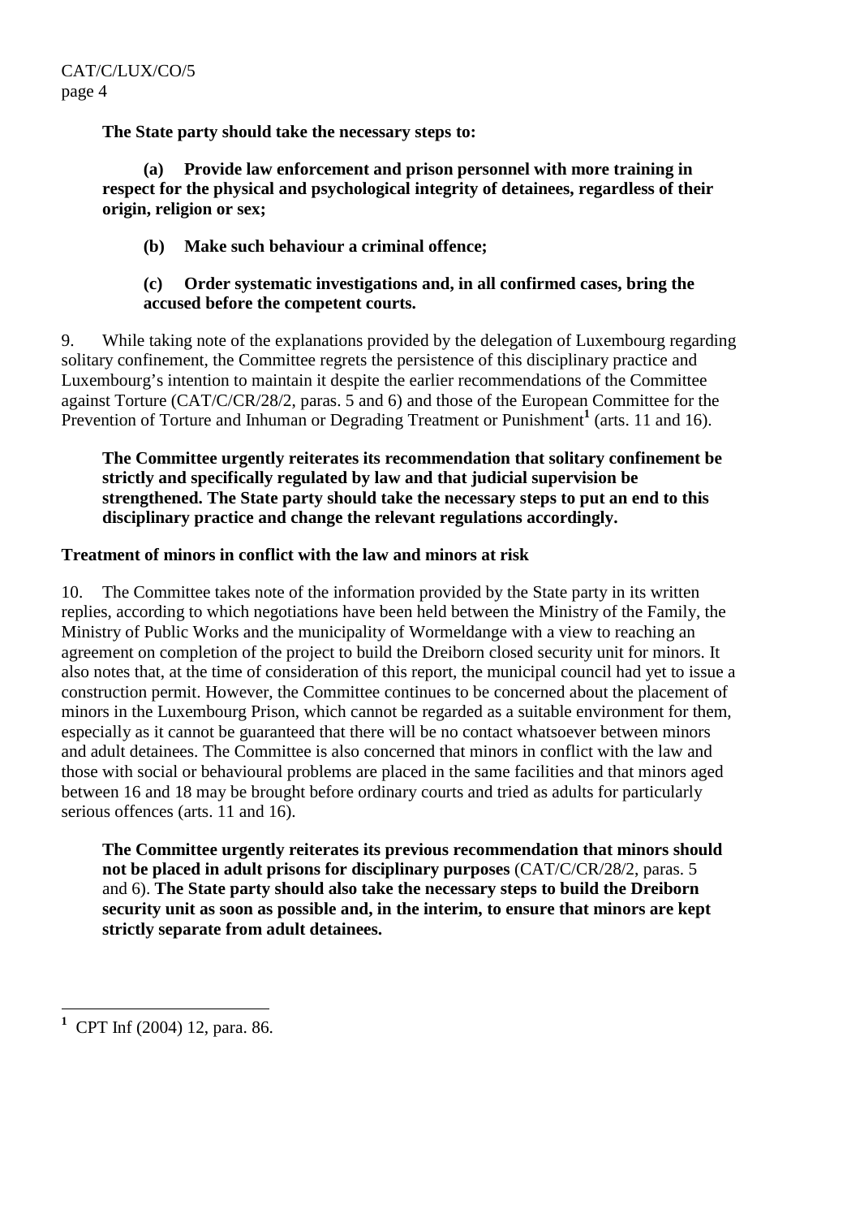**The State party should take the necessary steps to:**

**(a) Provide law enforcement and prison personnel with more training in respect for the physical and psychological integrity of detainees, regardless of their origin, religion or sex;**

**(b) Make such behaviour a criminal offence;**

**(c) Order systematic investigations and, in all confirmed cases, bring the accused before the competent courts.**

9. While taking note of the explanations provided by the delegation of Luxembourg regarding solitary confinement, the Committee regrets the persistence of this disciplinary practice and Luxembourg's intention to maintain it despite the earlier recommendations of the Committee against Torture (CAT/C/CR/28/2, paras. 5 and 6) and those of the European Committee for the Prevention of Torture and Inhuman or Degrading Treatment or Punishment[1] (arts. 11 and 16).

**The Committee urgently reiterates its recommendation that solitary confinement be strictly and specifically regulated by law and that judicial supervision be strengthened. The State party should take the necessary steps to put an end to this disciplinary practice and change the relevant regulations accordingly.**

### Treatment of minors in conflict with the law and minors at risk

10. The Committee takes note of the information provided by the State party in its written replies, according to which negotiations have been held between the Ministry of the Family, the Ministry of Public Works and the municipality of Wormeldange with a view to reaching an agreement on completion of the project to build the Dreiborn closed security unit for minors. It also notes that, at the time of consideration of this report, the municipal council had yet to issue a construction permit. However, the Committee continues to be concerned about the placement of minors in the Luxembourg Prison, which cannot be regarded as a suitable environment for them, especially as it cannot be guaranteed that there will be no contact whatsoever between minors and adult detainees. The Committee is also concerned that minors in conflict with the law and those with social or behavioural problems are placed in the same facilities and that minors aged between 16 and 18 may be brought before ordinary courts and tried as adults for particularly serious offences (arts. 11 and 16).

**The Committee urgently reiterates its previous recommendation that minors should not be placed in adult prisons for disciplinary purposes** (CAT/C/CR/28/2, paras. 5 and 6). **The State party should also take the necessary steps to build the Dreiborn security unit as soon as possible and, in the interim, to ensure that minors are kept strictly separate from adult detainees.**

---

[1] CPT Inf (2004) 12, para. 86.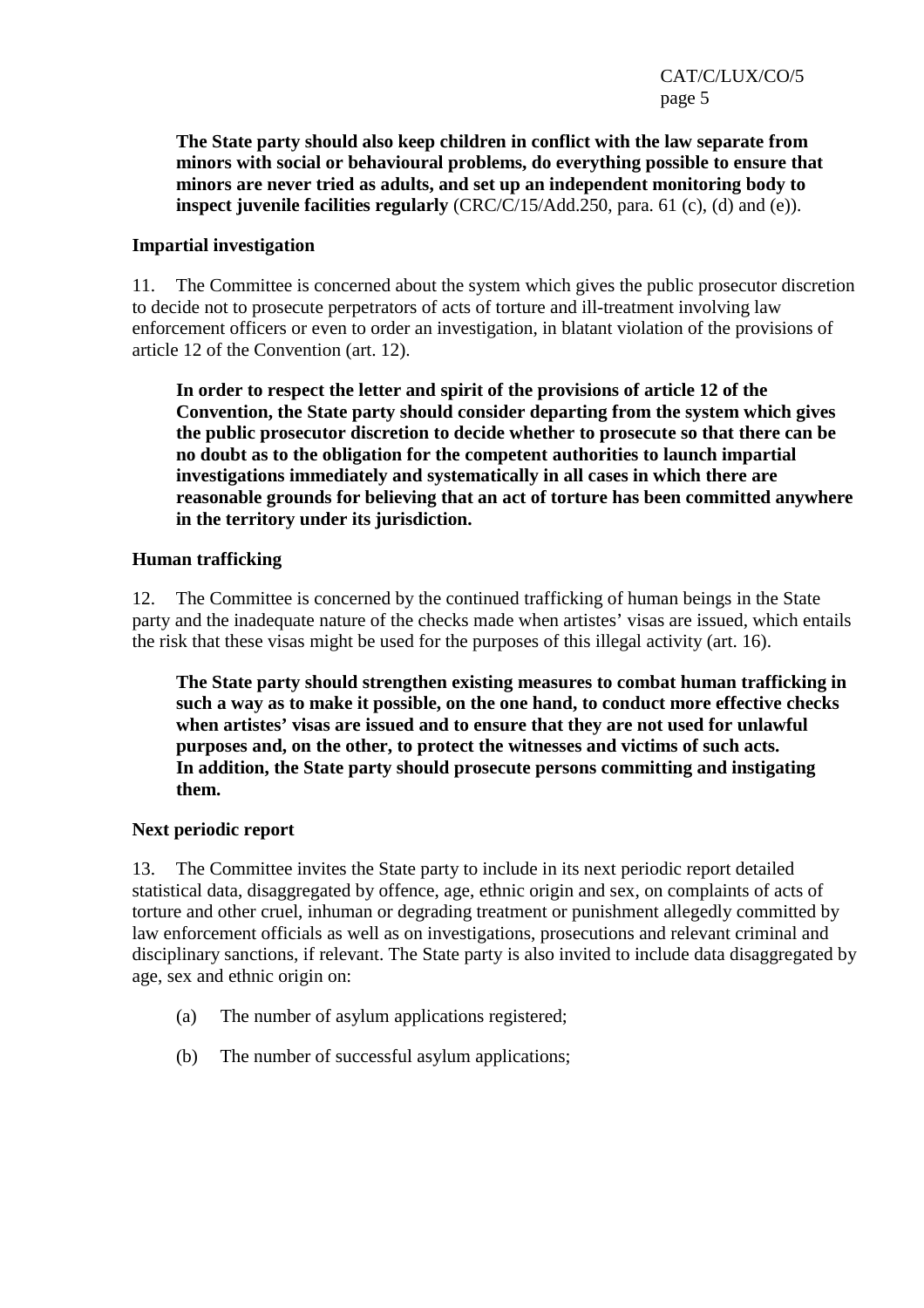**The State party should also keep children in conflict with the law separate from minors with social or behavioural problems, do everything possible to ensure that minors are never tried as adults, and set up an independent monitoring body to inspect juvenile facilities regularly** (CRC/C/15/Add.250, para. 61 (c), (d) and (e)).

**Impartial investigation**

11. The Committee is concerned about the system which gives the public prosecutor discretion to decide not to prosecute perpetrators of acts of torture and ill-treatment involving law enforcement officers or even to order an investigation, in blatant violation of the provisions of article 12 of the Convention (art. 12).

**In order to respect the letter and spirit of the provisions of article 12 of the Convention, the State party should consider departing from the system which gives the public prosecutor discretion to decide whether to prosecute so that there can be no doubt as to the obligation for the competent authorities to launch impartial investigations immediately and systematically in all cases in which there are reasonable grounds for believing that an act of torture has been committed anywhere in the territory under its jurisdiction.**

**Human trafficking**

12. The Committee is concerned by the continued trafficking of human beings in the State party and the inadequate nature of the checks made when artistes' visas are issued, which entails the risk that these visas might be used for the purposes of this illegal activity (art. 16).

**The State party should strengthen existing measures to combat human trafficking in such a way as to make it possible, on the one hand, to conduct more effective checks when artistes' visas are issued and to ensure that they are not used for unlawful purposes and, on the other, to protect the witnesses and victims of such acts. In addition, the State party should prosecute persons committing and instigating them.**

**Next periodic report**

13. The Committee invites the State party to include in its next periodic report detailed statistical data, disaggregated by offence, age, ethnic origin and sex, on complaints of acts of torture and other cruel, inhuman or degrading treatment or punishment allegedly committed by law enforcement officials as well as on investigations, prosecutions and relevant criminal and disciplinary sanctions, if relevant. The State party is also invited to include data disaggregated by age, sex and ethnic origin on:

(a) The number of asylum applications registered;

(b) The number of successful asylum applications;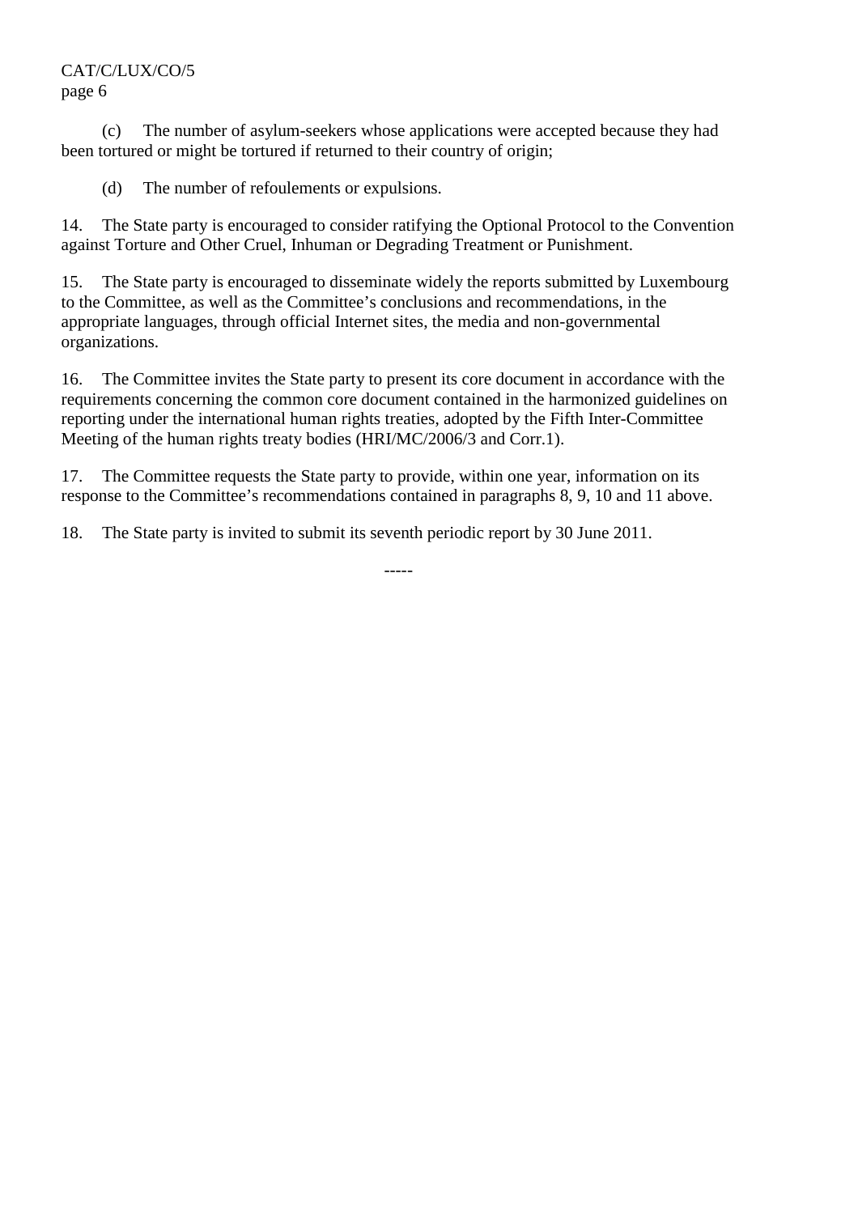(c) The number of asylum-seekers whose applications were accepted because they had been tortured or might be tortured if returned to their country of origin;

(d) The number of refoulements or expulsions.

14. The State party is encouraged to consider ratifying the Optional Protocol to the Convention against Torture and Other Cruel, Inhuman or Degrading Treatment or Punishment.

15. The State party is encouraged to disseminate widely the reports submitted by Luxembourg to the Committee, as well as the Committee's conclusions and recommendations, in the appropriate languages, through official Internet sites, the media and non-governmental organizations.

16. The Committee invites the State party to present its core document in accordance with the requirements concerning the common core document contained in the harmonized guidelines on reporting under the international human rights treaties, adopted by the Fifth Inter-Committee Meeting of the human rights treaty bodies (HRI/MC/2006/3 and Corr.1).

17. The Committee requests the State party to provide, within one year, information on its response to the Committee's recommendations contained in paragraphs 8, 9, 10 and 11 above.

18. The State party is invited to submit its seventh periodic report by 30 June 2011.

-----